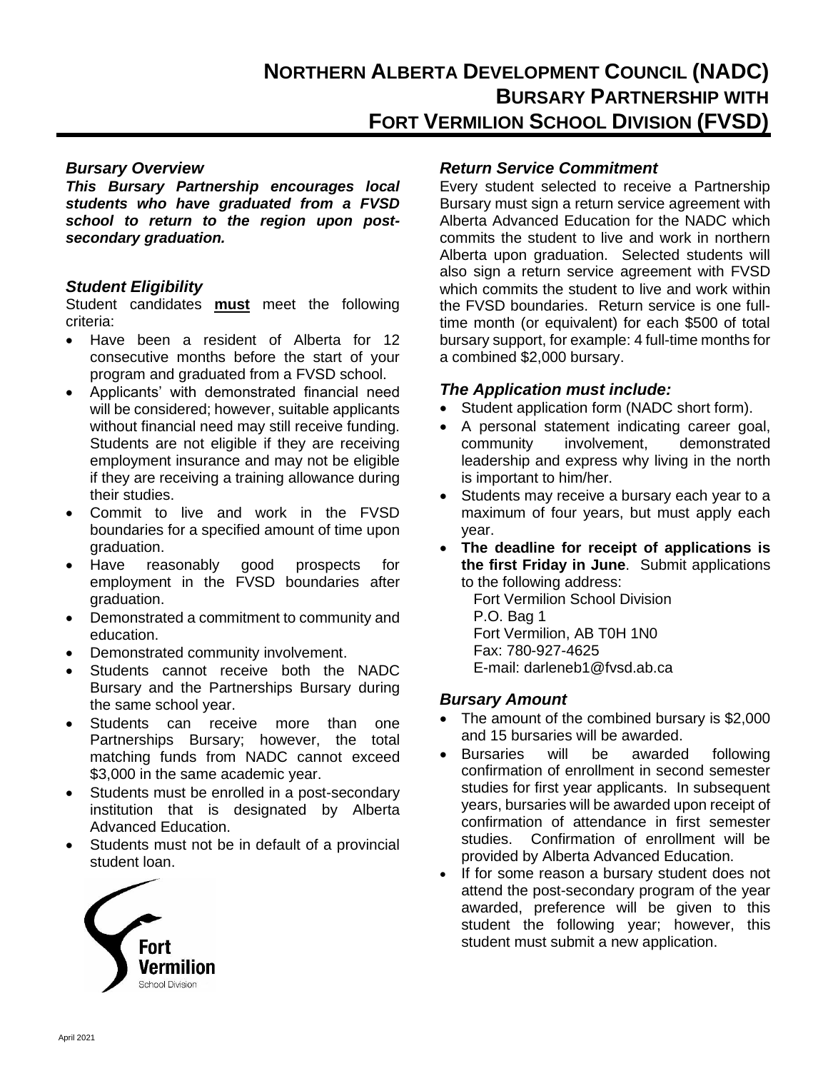# NORTHERN ALBERTA DEVELOPMENT COUNCIL (NADC)
## BURSARY PARTNERSHIP WITH FORT VERMILION SCHOOL DIVISION (FVSD)

### *Bursary Overview*

***This Bursary Partnership encourages local students who have graduated from a FVSD school to return to the region upon post-secondary graduation.***

### *Student Eligibility*

Student candidates **must** meet the following criteria:

- Have been a resident of Alberta for 12 consecutive months before the start of your program and graduated from a FVSD school.
- Applicants' with demonstrated financial need will be considered; however, suitable applicants without financial need may still receive funding. Students are not eligible if they are receiving employment insurance and may not be eligible if they are receiving a training allowance during their studies.
- Commit to live and work in the FVSD boundaries for a specified amount of time upon graduation.
- Have reasonably good prospects for employment in the FVSD boundaries after graduation.
- Demonstrated a commitment to community and education.
- Demonstrated community involvement.
- Students cannot receive both the NADC Bursary and the Partnerships Bursary during the same school year.
- Students can receive more than one Partnerships Bursary; however, the total matching funds from NADC cannot exceed $3,000 in the same academic year.
- Students must be enrolled in a post-secondary institution that is designated by Alberta Advanced Education.
- Students must not be in default of a provincial student loan.

### *Return Service Commitment*

Every student selected to receive a Partnership Bursary must sign a return service agreement with Alberta Advanced Education for the NADC which commits the student to live and work in northern Alberta upon graduation. Selected students will also sign a return service agreement with FVSD which commits the student to live and work within the FVSD boundaries. Return service is one full-time month (or equivalent) for each $500 of total bursary support, for example: 4 full-time months for a combined $2,000 bursary.

### *The Application must include:*

- Student application form (NADC short form).
- A personal statement indicating career goal, community involvement, demonstrated leadership and express why living in the north is important to him/her.
- Students may receive a bursary each year to a maximum of four years, but must apply each year.
- **The deadline for receipt of applications is the first Friday in June**. Submit applications to the following address:

  Fort Vermilion School Division  
  P.O. Bag 1  
  Fort Vermilion, AB T0H 1N0  
  Fax: 780-927-4625  
  E-mail: darleneb1@fvsd.ab.ca

### *Bursary Amount*

- The amount of the combined bursary is $2,000 and 15 bursaries will be awarded.
- Bursaries will be awarded following confirmation of enrollment in second semester studies for first year applicants. In subsequent years, bursaries will be awarded upon receipt of confirmation of attendance in first semester studies. Confirmation of enrollment will be provided by Alberta Advanced Education.
- If for some reason a bursary student does not attend the post-secondary program of the year awarded, preference will be given to this student the following year; however, this student must submit a new application.

Fort Vermilion School Division

April 2021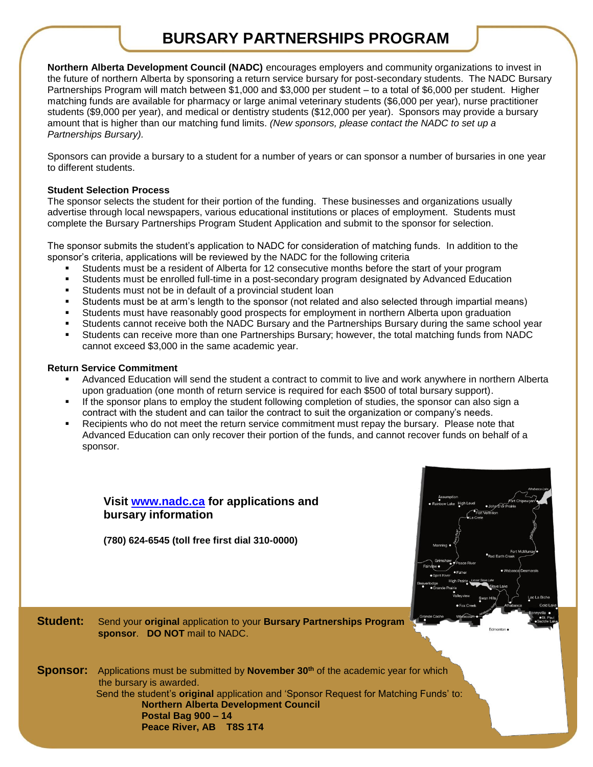# BURSARY PARTNERSHIPS PROGRAM

**Northern Alberta Development Council (NADC)** encourages employers and community organizations to invest in the future of northern Alberta by sponsoring a return service bursary for post-secondary students. The NADC Bursary Partnerships Program will match between $1,000 and $3,000 per student – to a total of $6,000 per student. Higher matching funds are available for pharmacy or large animal veterinary students ($6,000 per year), nurse practitioner students ($9,000 per year), and medical or dentistry students ($12,000 per year). Sponsors may provide a bursary amount that is higher than our matching fund limits. *(New sponsors, please contact the NADC to set up a Partnerships Bursary).*

Sponsors can provide a bursary to a student for a number of years or can sponsor a number of bursaries in one year to different students.

### Student Selection Process

The sponsor selects the student for their portion of the funding. These businesses and organizations usually advertise through local newspapers, various educational institutions or places of employment. Students must complete the Bursary Partnerships Program Student Application and submit to the sponsor for selection.

The sponsor submits the student's application to NADC for consideration of matching funds. In addition to the sponsor's criteria, applications will be reviewed by the NADC for the following criteria

- Students must be a resident of Alberta for 12 consecutive months before the start of your program
- Students must be enrolled full-time in a post-secondary program designated by Advanced Education
- Students must not be in default of a provincial student loan
- Students must be at arm's length to the sponsor (not related and also selected through impartial means)
- Students must have reasonably good prospects for employment in northern Alberta upon graduation
- Students cannot receive both the NADC Bursary and the Partnerships Bursary during the same school year
- Students can receive more than one Partnerships Bursary; however, the total matching funds from NADC cannot exceed $3,000 in the same academic year.

### Return Service Commitment

- Advanced Education will send the student a contract to commit to live and work anywhere in northern Alberta upon graduation (one month of return service is required for each $500 of total bursary support).
- If the sponsor plans to employ the student following completion of studies, the sponsor can also sign a contract with the student and can tailor the contract to suit the organization or company's needs.
- Recipients who do not meet the return service commitment must repay the bursary. Please note that Advanced Education can only recover their portion of the funds, and cannot recover funds on behalf of a sponsor.

**Visit www.nadc.ca for applications and bursary information**

**(780) 624-6545 (toll free first dial 310-0000)**

**Student:** Send your **original** application to your **Bursary Partnerships Program sponsor**. **DO NOT** mail to NADC.

**Sponsor:** Applications must be submitted by **November 30th** of the academic year for which the bursary is awarded.
Send the student's **original** application and 'Sponsor Request for Matching Funds' to:

**Northern Alberta Development Council**
**Postal Bag 900 – 14**
**Peace River, AB T8S 1T4**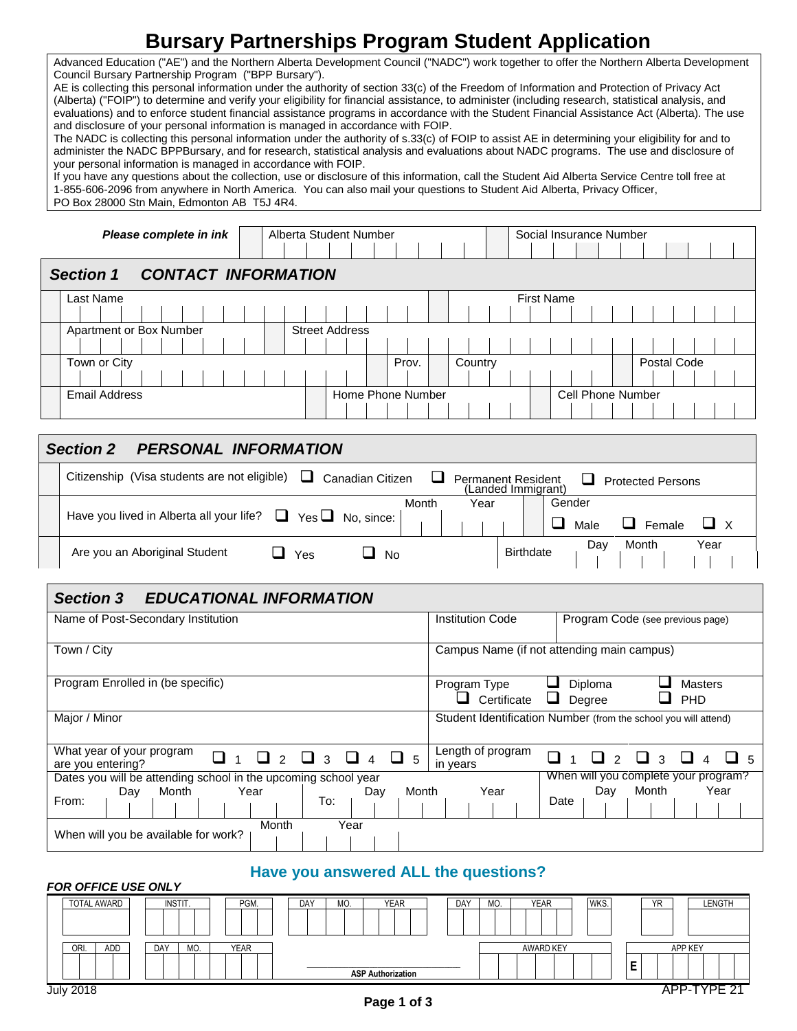# Bursary Partnerships Program Student Application

Advanced Education ("AE") and the Northern Alberta Development Council ("NADC") work together to offer the Northern Alberta Development Council Bursary Partnership Program ("BPP Bursary").

AE is collecting this personal information under the authority of section 33(c) of the Freedom of Information and Protection of Privacy Act (Alberta) ("FOIP") to determine and verify your eligibility for financial assistance, to administer (including research, statistical analysis, and evaluations) and to enforce student financial assistance programs in accordance with the Student Financial Assistance Act (Alberta). The use and disclosure of your personal information is managed in accordance with FOIP.

The NADC is collecting this personal information under the authority of s.33(c) of FOIP to assist AE in determining your eligibility for and to administer the NADC BPPBursary, and for research, statistical analysis and evaluations about NADC programs. The use and disclosure of your personal information is managed in accordance with FOIP.

If you have any questions about the collection, use or disclosure of this information, call the Student Aid Alberta Service Centre toll free at 1-855-606-2096 from anywhere in North America. You can also mail your questions to Student Aid Alberta, Privacy Officer, PO Box 28000 Stn Main, Edmonton AB T5J 4R4.

| *Please complete in ink* | Alberta Student Number | Social Insurance Number |
|---|---|---|
| | | |

## Section 1 CONTACT INFORMATION

| Last Name | | | First Name |
|---|---|---|---|
| Apartment or Box Number | Street Address | | |
| Town or City | Prov. | Country | Postal Code |
| Email Address | Home Phone Number | | Cell Phone Number |

## Section 2 PERSONAL INFORMATION

Citizenship (Visa students are not eligible) ❑ Canadian Citizen ❑ Permanent Resident (Landed Immigrant) ❑ Protected Persons

Have you lived in Alberta all your life? ❑ Yes ❑ No, since: Month ___ Year ___

Gender ❑ Male ❑ Female ❑ X

Are you an Aboriginal Student ❑ Yes ❑ No

Birthdate Day ___ Month ___ Year ___

## Section 3 EDUCATIONAL INFORMATION

| Name of Post-Secondary Institution | Institution Code | Program Code (see previous page) |
|---|---|---|
| Town / City | Campus Name (if not attending main campus) | |
| Program Enrolled in (be specific) | Program Type ❑ Certificate ❑ Diploma ❑ Degree ❑ Masters ❑ PHD | |
| Major / Minor | Student Identification Number (from the school you will attend) | |
| What year of your program are you entering? ❑ 1 ❑ 2 ❑ 3 ❑ 4 ❑ 5 | Length of program in years ❑ 1 ❑ 2 ❑ 3 ❑ 4 ❑ 5 | |

Dates you will be attending school in the upcoming school year
From: Day ___ Month ___ Year ___ To: Day ___ Month ___ Year ___

When will you complete your program? Date Day ___ Month ___ Year ___

When will you be available for work? Month ___ Year ___

### Have you answered ALL the questions?

***FOR OFFICE USE ONLY***

| TOTAL AWARD | INSTIT. | PGM. | DAY | MO. | YEAR | DAY | MO. | YEAR | WKS. | YR | LENGTH |
|---|---|---|---|---|---|---|---|---|---|---|---|
| | | | | | | | | | | | |

| ORI. | ADD | DAY | MO. | YEAR | ASP Authorization | AWARD KEY | APP KEY |
|---|---|---|---|---|---|---|---|
| | | | | | | | E |

July 2018 APP-TYPE 21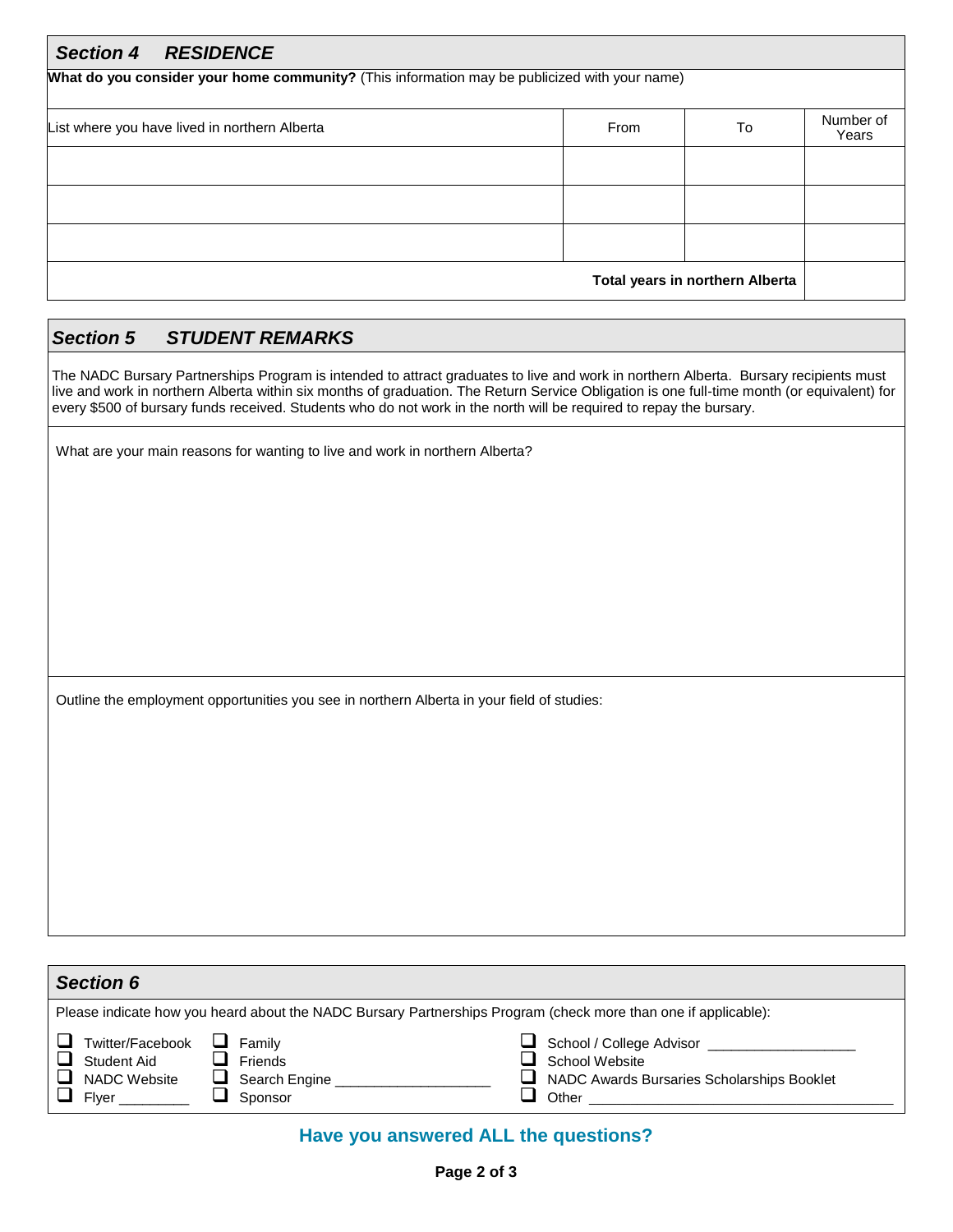## *Section 4 RESIDENCE*

**What do you consider your home community?** (This information may be publicized with your name)

| List where you have lived in northern Alberta | From | To | Number of Years |
|---|---|---|---|
| | | | |
| | | | |
| | | | |
| | | **Total years in northern Alberta** | |

## *Section 5 STUDENT REMARKS*

The NADC Bursary Partnerships Program is intended to attract graduates to live and work in northern Alberta. Bursary recipients must live and work in northern Alberta within six months of graduation. The Return Service Obligation is one full-time month (or equivalent) for every $500 of bursary funds received. Students who do not work in the north will be required to repay the bursary.

What are your main reasons for wanting to live and work in northern Alberta?

Outline the employment opportunities you see in northern Alberta in your field of studies:

## *Section 6*

Please indicate how you heard about the NADC Bursary Partnerships Program (check more than one if applicable):

- ☐ Twitter/Facebook
- ☐ Student Aid
- ☐ NADC Website
- ☐ Flyer ________
- ☐ Family
- ☐ Friends
- ☐ Search Engine ___________________
- ☐ Sponsor
- ☐ School / College Advisor __________________
- ☐ School Website
- ☐ NADC Awards Bursaries Scholarships Booklet
- ☐ Other ____________________________________

**Have you answered ALL the questions?**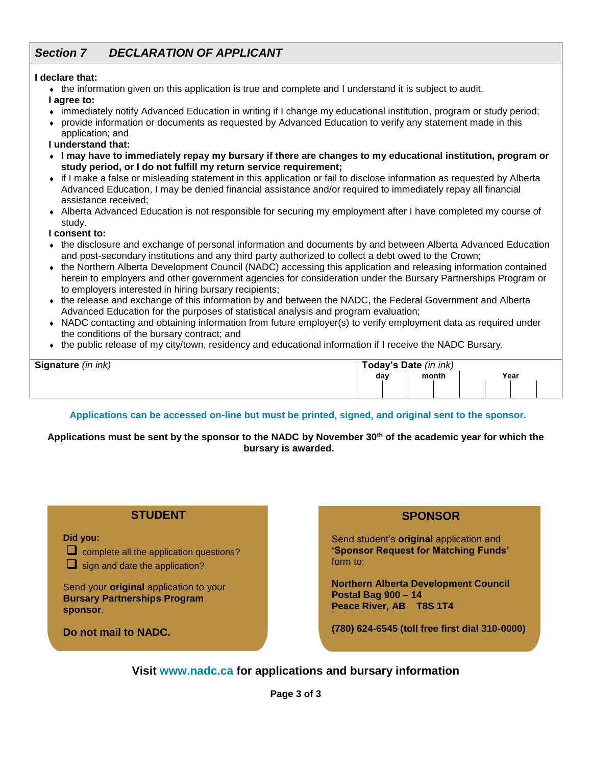## *Section 7 DECLARATION OF APPLICANT*

**I declare that:**

- the information given on this application is true and complete and I understand it is subject to audit.

**I agree to:**

- immediately notify Advanced Education in writing if I change my educational institution, program or study period;
- provide information or documents as requested by Advanced Education to verify any statement made in this application; and

**I understand that:**

- **I may have to immediately repay my bursary if there are changes to my educational institution, program or study period, or I do not fulfill my return service requirement;**
- if I make a false or misleading statement in this application or fail to disclose information as requested by Alberta Advanced Education, I may be denied financial assistance and/or required to immediately repay all financial assistance received;
- Alberta Advanced Education is not responsible for securing my employment after I have completed my course of study.

**I consent to:**

- the disclosure and exchange of personal information and documents by and between Alberta Advanced Education and post-secondary institutions and any third party authorized to collect a debt owed to the Crown;
- the Northern Alberta Development Council (NADC) accessing this application and releasing information contained herein to employers and other government agencies for consideration under the Bursary Partnerships Program or to employers interested in hiring bursary recipients;
- the release and exchange of this information by and between the NADC, the Federal Government and Alberta Advanced Education for the purposes of statistical analysis and program evaluation;
- NADC contacting and obtaining information from future employer(s) to verify employment data as required under the conditions of the bursary contract; and
- the public release of my city/town, residency and educational information if I receive the NADC Bursary.

| **Signature** *(in ink)* | **Today's Date** *(in ink)* | | |
|---|---|---|---|
| | day | month | Year |
| | | | |

**Applications can be accessed on-line but must be printed, signed, and original sent to the sponsor.**

**Applications must be sent by the sponsor to the NADC by November 30th of the academic year for which the bursary is awarded.**

### STUDENT

**Did you:**

- ☐ complete all the application questions?
- ☐ sign and date the application?

Send your **original** application to your **Bursary Partnerships Program sponsor**.

**Do not mail to NADC.**

### SPONSOR

Send student's **original** application and **'Sponsor Request for Matching Funds'** form to:

**Northern Alberta Development Council**
**Postal Bag 900 – 14**
**Peace River, AB T8S 1T4**

**(780) 624-6545 (toll free first dial 310-0000)**

**Visit www.nadc.ca for applications and bursary information**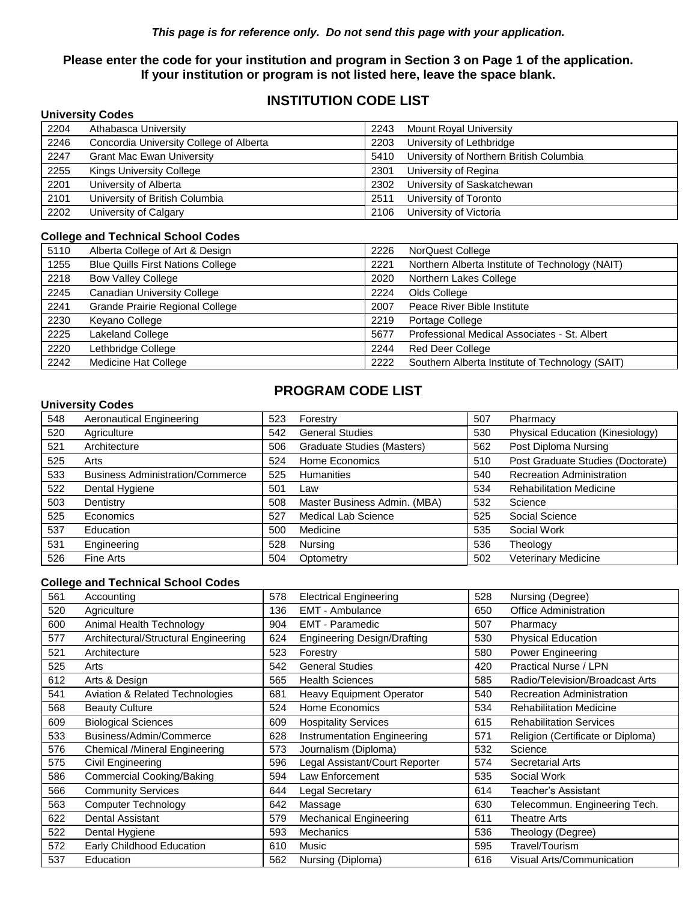***This page is for reference only. Do not send this page with your application.***

**Please enter the code for your institution and program in Section 3 on Page 1 of the application. If your institution or program is not listed here, leave the space blank.**

## INSTITUTION CODE LIST

**University Codes**

| | | | |
|---|---|---|---|
| 2204 | Athabasca University | 2243 | Mount Royal University |
| 2246 | Concordia University College of Alberta | 2203 | University of Lethbridge |
| 2247 | Grant Mac Ewan University | 5410 | University of Northern British Columbia |
| 2255 | Kings University College | 2301 | University of Regina |
| 2201 | University of Alberta | 2302 | University of Saskatchewan |
| 2101 | University of British Columbia | 2511 | University of Toronto |
| 2202 | University of Calgary | 2106 | University of Victoria |

**College and Technical School Codes**

| | | | |
|---|---|---|---|
| 5110 | Alberta College of Art & Design | 2226 | NorQuest College |
| 1255 | Blue Quills First Nations College | 2221 | Northern Alberta Institute of Technology (NAIT) |
| 2218 | Bow Valley College | 2020 | Northern Lakes College |
| 2245 | Canadian University College | 2224 | Olds College |
| 2241 | Grande Prairie Regional College | 2007 | Peace River Bible Institute |
| 2230 | Keyano College | 2219 | Portage College |
| 2225 | Lakeland College | 5677 | Professional Medical Associates - St. Albert |
| 2220 | Lethbridge College | 2244 | Red Deer College |
| 2242 | Medicine Hat College | 2222 | Southern Alberta Institute of Technology (SAIT) |

## PROGRAM CODE LIST

**University Codes**

| | | | | | |
|---|---|---|---|---|---|
| 548 | Aeronautical Engineering | 523 | Forestry | 507 | Pharmacy |
| 520 | Agriculture | 542 | General Studies | 530 | Physical Education (Kinesiology) |
| 521 | Architecture | 506 | Graduate Studies (Masters) | 562 | Post Diploma Nursing |
| 525 | Arts | 524 | Home Economics | 510 | Post Graduate Studies (Doctorate) |
| 533 | Business Administration/Commerce | 525 | Humanities | 540 | Recreation Administration |
| 522 | Dental Hygiene | 501 | Law | 534 | Rehabilitation Medicine |
| 503 | Dentistry | 508 | Master Business Admin. (MBA) | 532 | Science |
| 525 | Economics | 527 | Medical Lab Science | 525 | Social Science |
| 537 | Education | 500 | Medicine | 535 | Social Work |
| 531 | Engineering | 528 | Nursing | 536 | Theology |
| 526 | Fine Arts | 504 | Optometry | 502 | Veterinary Medicine |

**College and Technical School Codes**

| | | | | | |
|---|---|---|---|---|---|
| 561 | Accounting | 578 | Electrical Engineering | 528 | Nursing (Degree) |
| 520 | Agriculture | 136 | EMT - Ambulance | 650 | Office Administration |
| 600 | Animal Health Technology | 904 | EMT - Paramedic | 507 | Pharmacy |
| 577 | Architectural/Structural Engineering | 624 | Engineering Design/Drafting | 530 | Physical Education |
| 521 | Architecture | 523 | Forestry | 580 | Power Engineering |
| 525 | Arts | 542 | General Studies | 420 | Practical Nurse / LPN |
| 612 | Arts & Design | 565 | Health Sciences | 585 | Radio/Television/Broadcast Arts |
| 541 | Aviation & Related Technologies | 681 | Heavy Equipment Operator | 540 | Recreation Administration |
| 568 | Beauty Culture | 524 | Home Economics | 534 | Rehabilitation Medicine |
| 609 | Biological Sciences | 609 | Hospitality Services | 615 | Rehabilitation Services |
| 533 | Business/Admin/Commerce | 628 | Instrumentation Engineering | 571 | Religion (Certificate or Diploma) |
| 576 | Chemical /Mineral Engineering | 573 | Journalism (Diploma) | 532 | Science |
| 575 | Civil Engineering | 596 | Legal Assistant/Court Reporter | 574 | Secretarial Arts |
| 586 | Commercial Cooking/Baking | 594 | Law Enforcement | 535 | Social Work |
| 566 | Community Services | 644 | Legal Secretary | 614 | Teacher's Assistant |
| 563 | Computer Technology | 642 | Massage | 630 | Telecommun. Engineering Tech. |
| 622 | Dental Assistant | 579 | Mechanical Engineering | 611 | Theatre Arts |
| 522 | Dental Hygiene | 593 | Mechanics | 536 | Theology (Degree) |
| 572 | Early Childhood Education | 610 | Music | 595 | Travel/Tourism |
| 537 | Education | 562 | Nursing (Diploma) | 616 | Visual Arts/Communication |